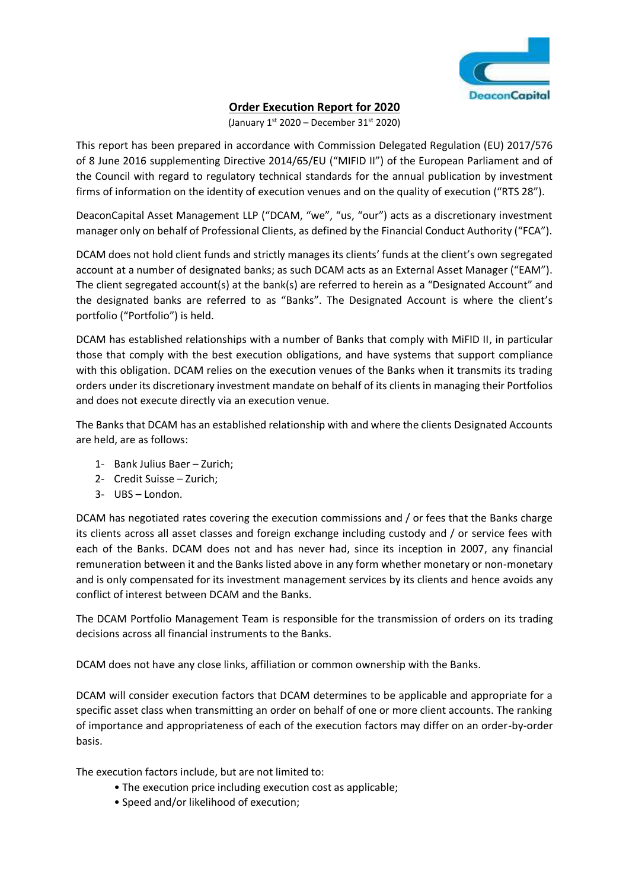# **Order Execution Report for 2020**

(January 1st 2020 – December 31st 2020)

This report has been prepared in accordance with Commission Delegated Regulation (EU) 2017/576 of 8 June 2016 supplementing Directive 2014/65/EU ("MIFID II") of the European Parliament and of the Council with regard to regulatory technical standards for the annual publication by investment firms of information on the identity of execution venues and on the quality of execution ("RTS 28").

DeaconCapital Asset Management LLP ("DCAM, "we", "us, "our") acts as a discretionary investment manager only on behalf of Professional Clients, as defined by the Financial Conduct Authority ("FCA").

DCAM does not hold client funds and strictly manages its clients' funds at the client's own segregated account at a number of designated banks; as such DCAM acts as an External Asset Manager ("EAM"). The client segregated account(s) at the bank(s) are referred to herein as a "Designated Account" and the designated banks are referred to as "Banks". The Designated Account is where the client's portfolio ("Portfolio") is held.

DCAM has established relationships with a number of Banks that comply with MiFID II, in particular those that comply with the best execution obligations, and have systems that support compliance with this obligation. DCAM relies on the execution venues of the Banks when it transmits its trading orders under its discretionary investment mandate on behalf of its clients in managing their Portfolios and does not execute directly via an execution venue.

The Banks that DCAM has an established relationship with and where the clients Designated Accounts are held, are as follows:

1- Bank Julius Baer – Zurich;
2- Credit Suisse – Zurich;
3- UBS – London.

DCAM has negotiated rates covering the execution commissions and / or fees that the Banks charge its clients across all asset classes and foreign exchange including custody and / or service fees with each of the Banks. DCAM does not and has never had, since its inception in 2007, any financial remuneration between it and the Banks listed above in any form whether monetary or non-monetary and is only compensated for its investment management services by its clients and hence avoids any conflict of interest between DCAM and the Banks.

The DCAM Portfolio Management Team is responsible for the transmission of orders on its trading decisions across all financial instruments to the Banks.

DCAM does not have any close links, affiliation or common ownership with the Banks.

DCAM will consider execution factors that DCAM determines to be applicable and appropriate for a specific asset class when transmitting an order on behalf of one or more client accounts. The ranking of importance and appropriateness of each of the execution factors may differ on an order-by-order basis.

The execution factors include, but are not limited to:

- The execution price including execution cost as applicable;
- Speed and/or likelihood of execution;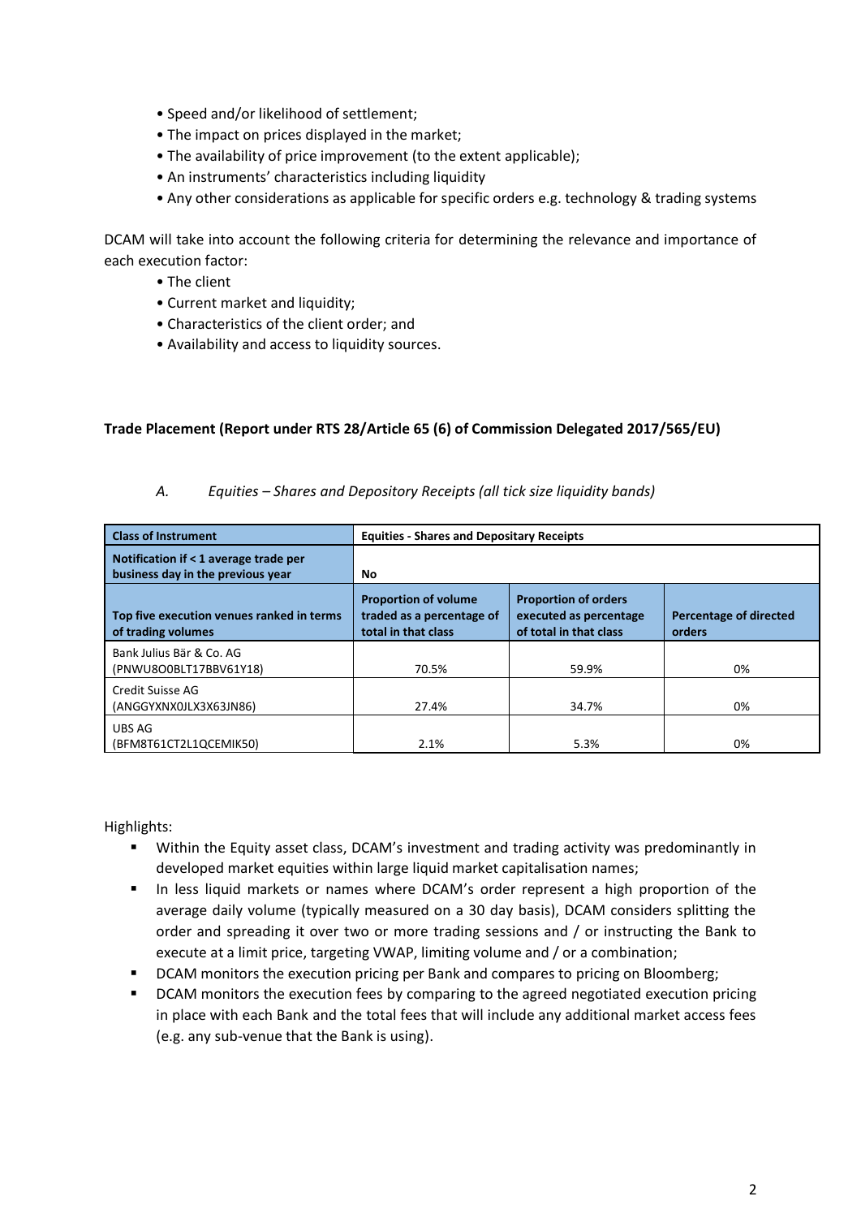- Speed and/or likelihood of settlement;
- The impact on prices displayed in the market;
- The availability of price improvement (to the extent applicable);
- An instruments' characteristics including liquidity
- Any other considerations as applicable for specific orders e.g. technology & trading systems

DCAM will take into account the following criteria for determining the relevance and importance of each execution factor:

- The client
- Current market and liquidity;
- Characteristics of the client order; and
- Availability and access to liquidity sources.

**Trade Placement (Report under RTS 28/Article 65 (6) of Commission Delegated 2017/565/EU)**

*A. Equities – Shares and Depository Receipts (all tick size liquidity bands)*

| **Class of Instrument** | **Equities - Shares and Depositary Receipts** | | |
|---|---|---|---|
| **Notification if < 1 average trade per business day in the previous year** | **No** | | |
| **Top five execution venues ranked in terms of trading volumes** | **Proportion of volume traded as a percentage of total in that class** | **Proportion of orders executed as percentage of total in that class** | **Percentage of directed orders** |
| Bank Julius Bär & Co. AG (PNWU8O0BLT17BBV61Y18) | 70.5% | 59.9% | 0% |
| Credit Suisse AG (ANGGYXNX0JLX3X63JN86) | 27.4% | 34.7% | 0% |
| UBS AG (BFM8T61CT2L1QCEMIK50) | 2.1% | 5.3% | 0% |

Highlights:

- Within the Equity asset class, DCAM's investment and trading activity was predominantly in developed market equities within large liquid market capitalisation names;
- In less liquid markets or names where DCAM's order represent a high proportion of the average daily volume (typically measured on a 30 day basis), DCAM considers splitting the order and spreading it over two or more trading sessions and / or instructing the Bank to execute at a limit price, targeting VWAP, limiting volume and / or a combination;
- DCAM monitors the execution pricing per Bank and compares to pricing on Bloomberg;
- DCAM monitors the execution fees by comparing to the agreed negotiated execution pricing in place with each Bank and the total fees that will include any additional market access fees (e.g. any sub-venue that the Bank is using).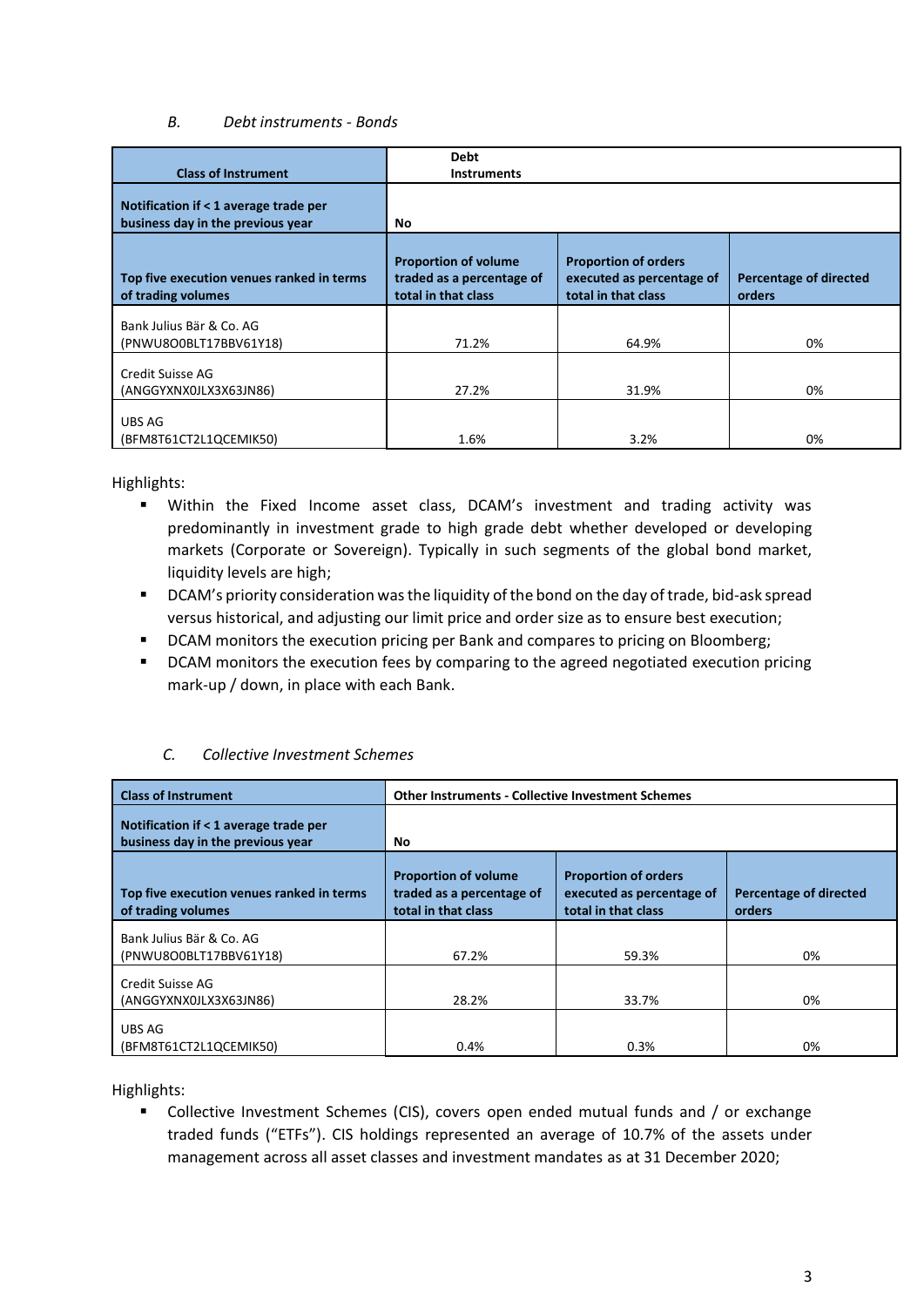### *B. Debt instruments - Bonds*

| Class of Instrument | Debt Instruments | | |
|---|---|---|---|
| Notification if < 1 average trade per business day in the previous year | No | | |
| Top five execution venues ranked in terms of trading volumes | Proportion of volume traded as a percentage of total in that class | Proportion of orders executed as percentage of total in that class | Percentage of directed orders |
| Bank Julius Bär & Co. AG (PNWU8O0BLT17BBV61Y18) | 71.2% | 64.9% | 0% |
| Credit Suisse AG (ANGGYXNX0JLX3X63JN86) | 27.2% | 31.9% | 0% |
| UBS AG (BFM8T61CT2L1QCEMIK50) | 1.6% | 3.2% | 0% |

Highlights:

- Within the Fixed Income asset class, DCAM's investment and trading activity was predominantly in investment grade to high grade debt whether developed or developing markets (Corporate or Sovereign). Typically in such segments of the global bond market, liquidity levels are high;
- DCAM's priority consideration was the liquidity of the bond on the day of trade, bid-ask spread versus historical, and adjusting our limit price and order size as to ensure best execution;
- DCAM monitors the execution pricing per Bank and compares to pricing on Bloomberg;
- DCAM monitors the execution fees by comparing to the agreed negotiated execution pricing mark-up / down, in place with each Bank.

### *C. Collective Investment Schemes*

| Class of Instrument | Other Instruments - Collective Investment Schemes | | |
|---|---|---|---|
| Notification if < 1 average trade per business day in the previous year | No | | |
| Top five execution venues ranked in terms of trading volumes | Proportion of volume traded as a percentage of total in that class | Proportion of orders executed as percentage of total in that class | Percentage of directed orders |
| Bank Julius Bär & Co. AG (PNWU8O0BLT17BBV61Y18) | 67.2% | 59.3% | 0% |
| Credit Suisse AG (ANGGYXNX0JLX3X63JN86) | 28.2% | 33.7% | 0% |
| UBS AG (BFM8T61CT2L1QCEMIK50) | 0.4% | 0.3% | 0% |

Highlights:

- Collective Investment Schemes (CIS), covers open ended mutual funds and / or exchange traded funds ("ETFs"). CIS holdings represented an average of 10.7% of the assets under management across all asset classes and investment mandates as at 31 December 2020;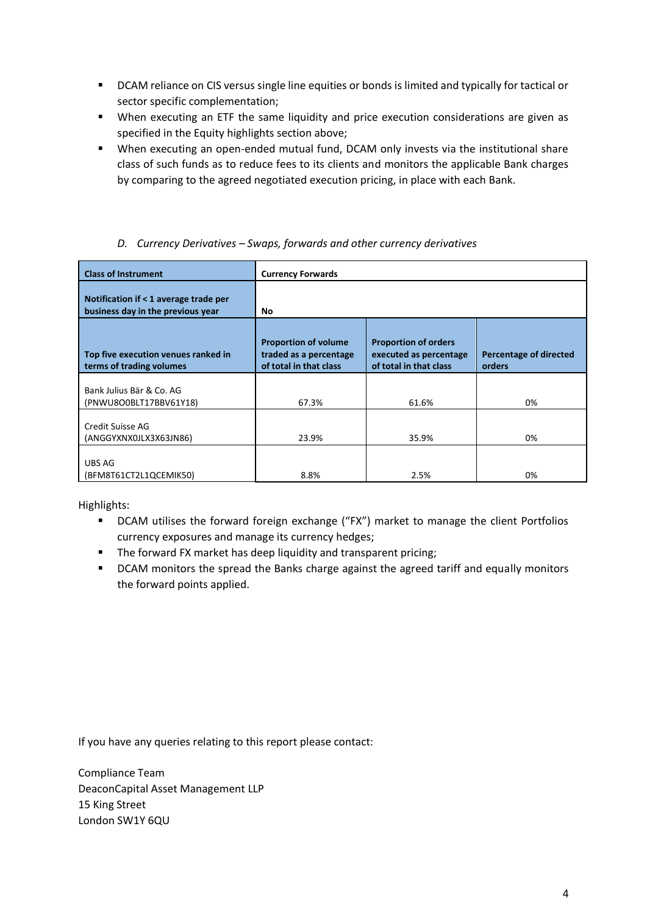- DCAM reliance on CIS versus single line equities or bonds is limited and typically for tactical or sector specific complementation;
- When executing an ETF the same liquidity and price execution considerations are given as specified in the Equity highlights section above;
- When executing an open-ended mutual fund, DCAM only invests via the institutional share class of such funds as to reduce fees to its clients and monitors the applicable Bank charges by comparing to the agreed negotiated execution pricing, in place with each Bank.

*D. Currency Derivatives – Swaps, forwards and other currency derivatives*

| **Class of Instrument** | **Currency Forwards** | | |
|---|---|---|---|
| **Notification if < 1 average trade per business day in the previous year** | **No** | | |
| **Top five execution venues ranked in terms of trading volumes** | **Proportion of volume traded as a percentage of total in that class** | **Proportion of orders executed as percentage of total in that class** | **Percentage of directed orders** |
| Bank Julius Bär & Co. AG (PNWU8O0BLT17BBV61Y18) | 67.3% | 61.6% | 0% |
| Credit Suisse AG (ANGGYXNX0JLX3X63JN86) | 23.9% | 35.9% | 0% |
| UBS AG (BFM8T61CT2L1QCEMIK50) | 8.8% | 2.5% | 0% |

Highlights:

- DCAM utilises the forward foreign exchange ("FX") market to manage the client Portfolios currency exposures and manage its currency hedges;
- The forward FX market has deep liquidity and transparent pricing;
- DCAM monitors the spread the Banks charge against the agreed tariff and equally monitors the forward points applied.

If you have any queries relating to this report please contact:

Compliance Team
DeaconCapital Asset Management LLP
15 King Street
London SW1Y 6QU